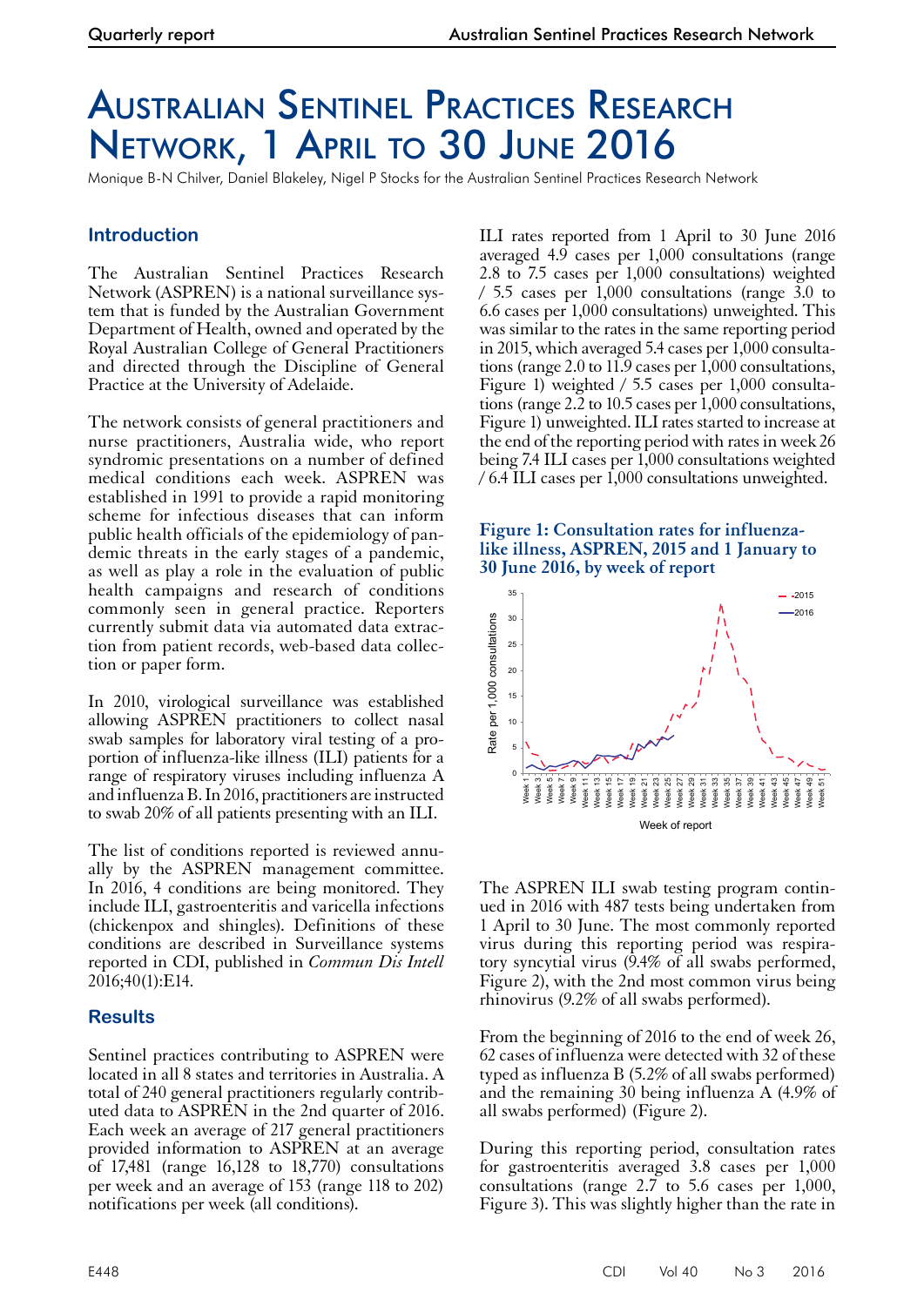# Australian Sentinel Practices Research Network, 1 April to 30 June 2016

Monique B-N Chilver, Daniel Blakeley, Nigel P Stocks for the Australian Sentinel Practices Research Network

## Introduction

The Australian Sentinel Practices Research Network (ASPREN) is a national surveillance system that is funded by the Australian Government Department of Health, owned and operated by the Royal Australian College of General Practitioners and directed through the Discipline of General Practice at the University of Adelaide.

The network consists of general practitioners and nurse practitioners, Australia wide, who report syndromic presentations on a number of defined medical conditions each week. ASPREN was established in 1991 to provide a rapid monitoring scheme for infectious diseases that can inform public health officials of the epidemiology of pandemic threats in the early stages of a pandemic, as well as play a role in the evaluation of public health campaigns and research of conditions commonly seen in general practice. Reporters currently submit data via automated data extraction from patient records, web-based data collection or paper form.

In 2010, virological surveillance was established allowing ASPREN practitioners to collect nasal swab samples for laboratory viral testing of a proportion of influenza-like illness (ILI) patients for a range of respiratory viruses including influenza A and influenza B. In 2016, practitioners are instructed to swab 20% of all patients presenting with an ILI.

The list of conditions reported is reviewed annually by the ASPREN management committee. In 2016, 4 conditions are being monitored. They include ILI, gastroenteritis and varicella infections (chickenpox and shingles). Definitions of these conditions are described in Surveillance systems reported in CDI, published in *Commun Dis Intell* 2016;40(1):E14.

## Results

Sentinel practices contributing to ASPREN were located in all 8 states and territories in Australia. A total of 240 general practitioners regularly contributed data to ASPREN in the 2nd quarter of 2016. Each week an average of 217 general practitioners provided information to ASPREN at an average of 17,481 (range 16,128 to 18,770) consultations per week and an average of 153 (range 118 to 202) notifications per week (all conditions).

ILI rates reported from 1 April to 30 June 2016 averaged 4.9 cases per 1,000 consultations (range 2.8 to 7.5 cases per 1,000 consultations) weighted / 5.5 cases per 1,000 consultations (range 3.0 to 6.6 cases per 1,000 consultations) unweighted. This was similar to the rates in the same reporting period in 2015, which averaged 5.4 cases per 1,000 consultations (range 2.0 to 11.9 cases per 1,000 consultations, Figure 1) weighted / 5.5 cases per 1,000 consultations (range 2.2 to 10.5 cases per 1,000 consultations, Figure 1) unweighted. ILI rates started to increase at the end of the reporting period with rates in week 26 being 7.4 ILI cases per 1,000 consultations weighted / 6.4 ILI cases per 1,000 consultations unweighted.

**Figure 1: Consultation rates for influenza-like illness, ASPREN, 2015 and 1 January to 30 June 2016, by week of report**

The ASPREN ILI swab testing program continued in 2016 with 487 tests being undertaken from 1 April to 30 June. The most commonly reported virus during this reporting period was respiratory syncytial virus (9.4% of all swabs performed, Figure 2), with the 2nd most common virus being rhinovirus (9.2% of all swabs performed).

From the beginning of 2016 to the end of week 26, 62 cases of influenza were detected with 32 of these typed as influenza B (5.2% of all swabs performed) and the remaining 30 being influenza A (4.9% of all swabs performed) (Figure 2).

During this reporting period, consultation rates for gastroenteritis averaged 3.8 cases per 1,000 consultations (range 2.7 to 5.6 cases per 1,000, Figure 3). This was slightly higher than the rate in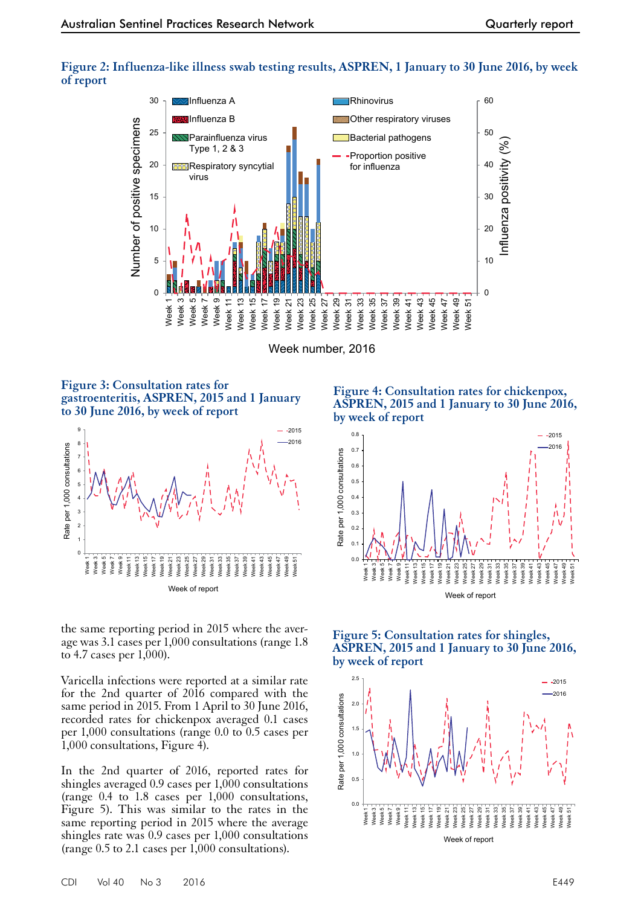**Figure 2: Influenza-like illness swab testing results, ASPREN, 1 January to 30 June 2016, by week of report**

Number of positive specimens

0
5
10
15
20
25
30

Influenza positivity (%)

0
10
20
30
40
50
60

Influenza A
Influenza B
Parainfluenza virus Type 1, 2 & 3
Respiratory syncytial virus
Rhinovirus
Other respiratory viruses
Bacterial pathogens
Proportion positive for influenza

Week 1, Week 3, Week 5, Week 7, Week 9, Week 11, Week 13, Week 15, Week 17, Week 19, Week 21, Week 23, Week 25, Week 27, Week 29, Week 31, Week 33, Week 35, Week 37, Week 39, Week 41, Week 43, Week 45, Week 47, Week 49, Week 51

Week number, 2016

**Figure 3: Consultation rates for gastroenteritis, ASPREN, 2015 and 1 January to 30 June 2016, by week of report**

Rate per 1,000 consultations

0
1
2
3
4
5
6
7
8
9

-2015
2016

Week 1, Week 3, Week 5, Week 7, Week 9, Week 11, Week 13, Week 15, Week 17, Week 19, Week 21, Week 23, Week 25, Week 27, Week 29, Week 31, Week 33, Week 35, Week 37, Week 39, Week 41, Week 43, Week 45, Week 47, Week 49, Week 51

Week of report

**Figure 4: Consultation rates for chickenpox, ASPREN, 2015 and 1 January to 30 June 2016, by week of report**

Rate per 1,000 consultations

0.0
0.1
0.2
0.3
0.4
0.5
0.6
0.7
0.8

-2015
2016

Week 1, Week 3, Week 5, Week 7, Week 9, Week 11, Week 13, Week 15, Week 17, Week 19, Week 21, Week 23, Week 25, Week 27, Week 29, Week 31, Week 33, Week 35, Week 37, Week 39, Week 41, Week 43, Week 45, Week 47, Week 49, Week 51

Week of report

the same reporting period in 2015 where the average was 3.1 cases per 1,000 consultations (range 1.8 to 4.7 cases per 1,000).

Varicella infections were reported at a similar rate for the 2nd quarter of 2016 compared with the same period in 2015. From 1 April to 30 June 2016, recorded rates for chickenpox averaged 0.1 cases per 1,000 consultations (range 0.0 to 0.5 cases per 1,000 consultations, Figure 4).

In the 2nd quarter of 2016, reported rates for shingles averaged 0.9 cases per 1,000 consultations (range 0.4 to 1.8 cases per 1,000 consultations, Figure 5). This was similar to the rates in the same reporting period in 2015 where the average shingles rate was 0.9 cases per 1,000 consultations (range 0.5 to 2.1 cases per 1,000 consultations).

**Figure 5: Consultation rates for shingles, ASPREN, 2015 and 1 January to 30 June 2016, by week of report**

Rate per 1,000 consultations

0.0
0.5
1.0
1.5
2.0
2.5

-2015
2016

Week 1, Week 3, Week 5, Week 7, Week 9, Week 11, Week 13, Week 15, Week 17, Week 19, Week 21, Week 23, Week 25, Week 27, Week 29, Week 31, Week 33, Week 35, Week 37, Week 39, Week 41, Week 43, Week 45, Week 47, Week 49, Week 51

Week of report